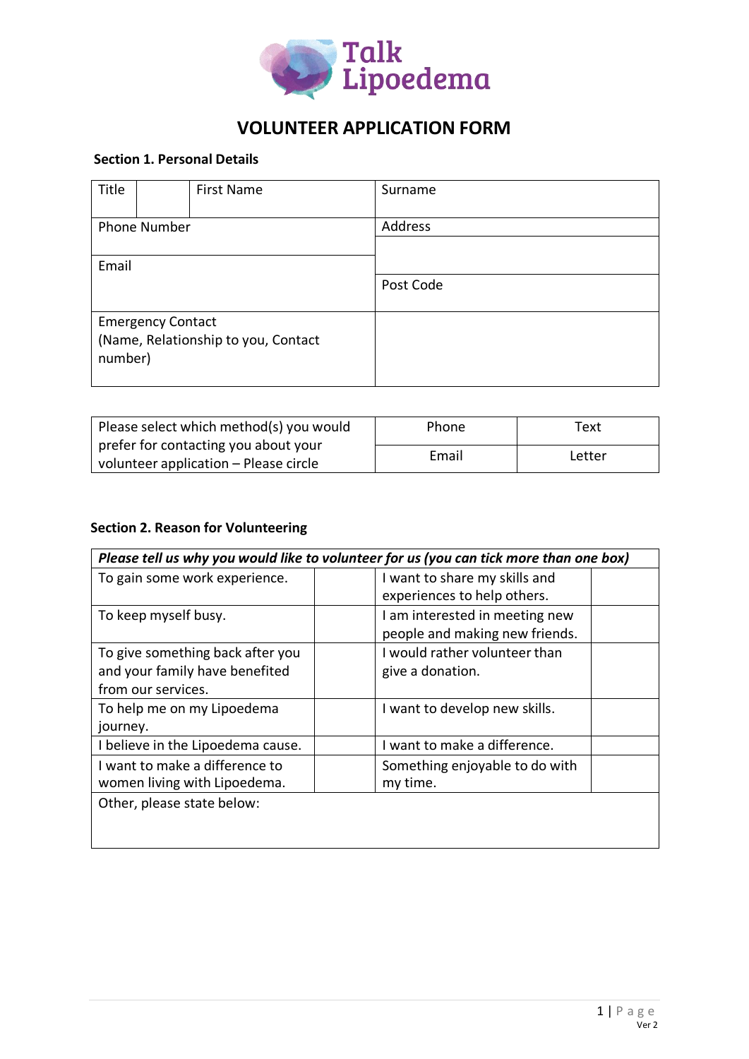Talk Lipoedema

# VOLUNTEER APPLICATION FORM

## Section 1. Personal Details

| Title | | First Name | Surname |
|---|---|---|---|
| Phone Number | | | Address |
| | | | |
| Email | | | Post Code |
| Emergency Contact (Name, Relationship to you, Contact number) | | | |

| Please select which method(s) you would prefer for contacting you about your volunteer application – Please circle | Phone | Text |
|---|---|---|
| | Email | Letter |

## Section 2. Reason for Volunteering

| *Please tell us why you would like to volunteer for us (you can tick more than one box)* | | | |
|---|---|---|---|
| To gain some work experience. | | I want to share my skills and experiences to help others. | |
| To keep myself busy. | | I am interested in meeting new people and making new friends. | |
| To give something back after you and your family have benefited from our services. | | I would rather volunteer than give a donation. | |
| To help me on my Lipoedema journey. | | I want to develop new skills. | |
| I believe in the Lipoedema cause. | | I want to make a difference. | |
| I want to make a difference to women living with Lipoedema. | | Something enjoyable to do with my time. | |
| Other, please state below: | | | |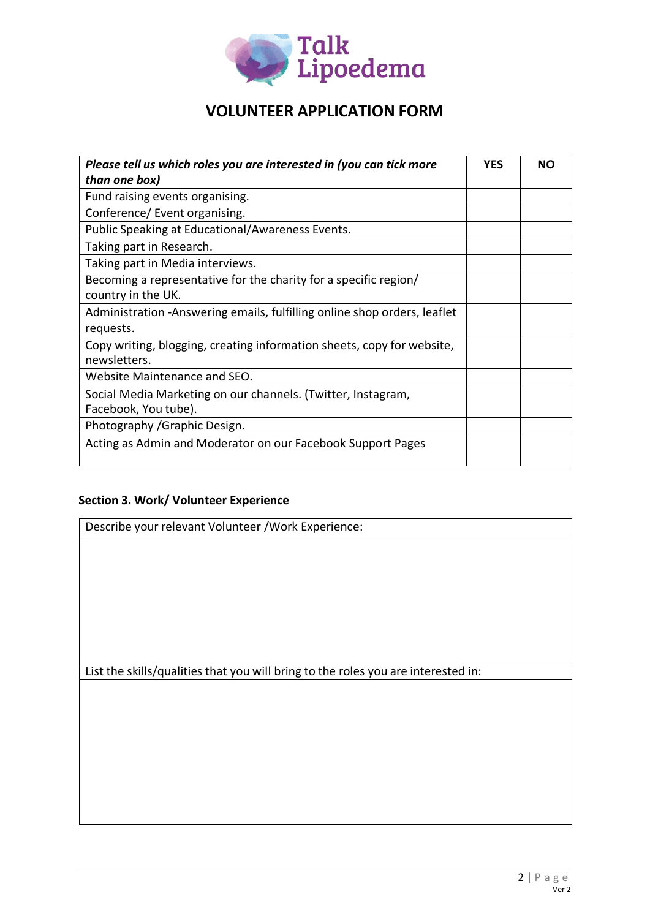Talk Lipoedema

# VOLUNTEER APPLICATION FORM

| *Please tell us which roles you are interested in (you can tick more than one box)* | YES | NO |
|---|---|---|
| Fund raising events organising. | | |
| Conference/ Event organising. | | |
| Public Speaking at Educational/Awareness Events. | | |
| Taking part in Research. | | |
| Taking part in Media interviews. | | |
| Becoming a representative for the charity for a specific region/ country in the UK. | | |
| Administration -Answering emails, fulfilling online shop orders, leaflet requests. | | |
| Copy writing, blogging, creating information sheets, copy for website, newsletters. | | |
| Website Maintenance and SEO. | | |
| Social Media Marketing on our channels. (Twitter, Instagram, Facebook, You tube). | | |
| Photography /Graphic Design. | | |
| Acting as Admin and Moderator on our Facebook Support Pages | | |

### Section 3. Work/ Volunteer Experience

| Describe your relevant Volunteer /Work Experience: |
|---|
| |
| List the skills/qualities that you will bring to the roles you are interested in: |
| |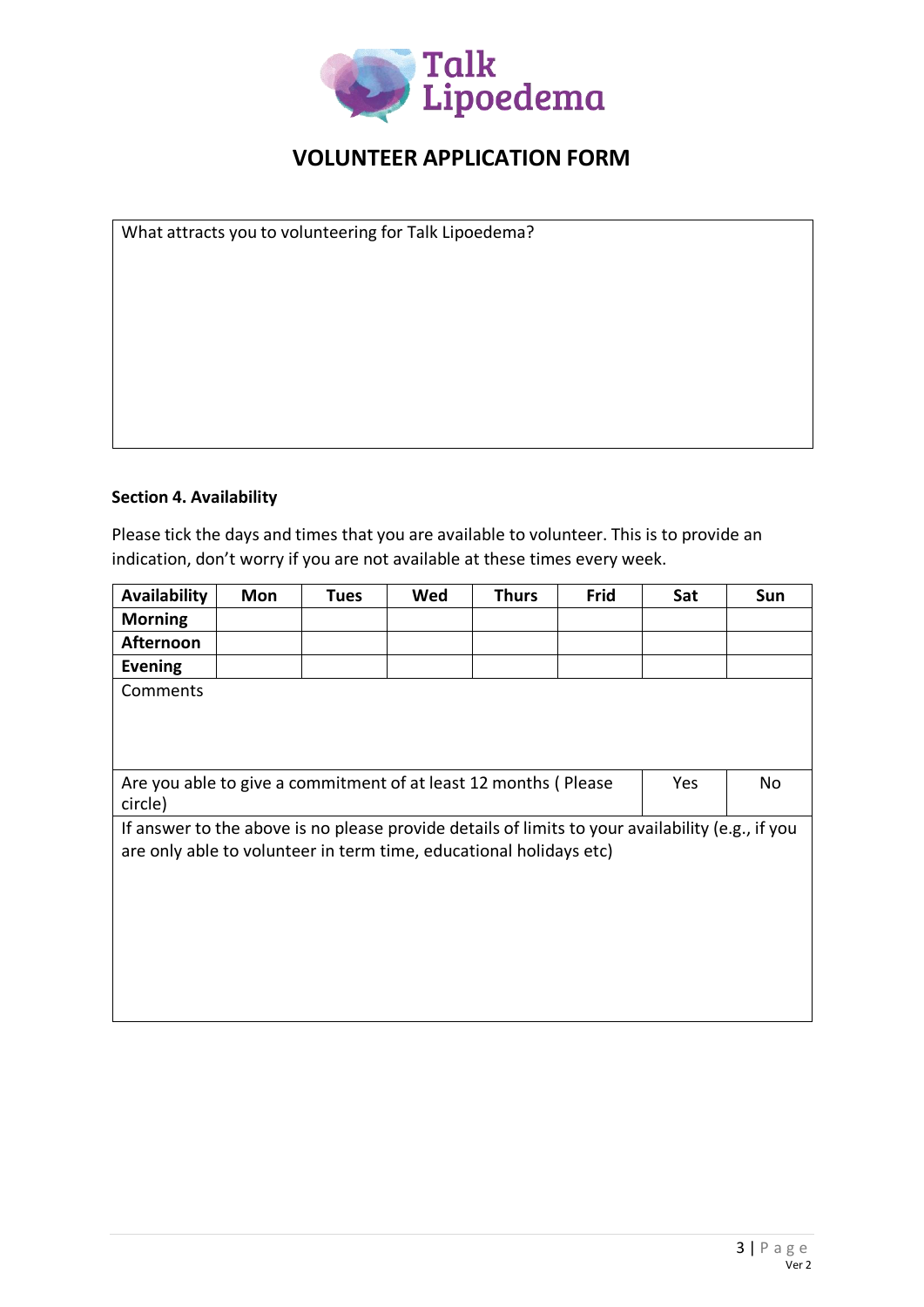# VOLUNTEER APPLICATION FORM

| What attracts you to volunteering for Talk Lipoedema? |
| --- |
| |

**Section 4. Availability**

Please tick the days and times that you are available to volunteer. This is to provide an indication, don't worry if you are not available at these times every week.

| Availability | Mon | Tues | Wed | Thurs | Frid | Sat | Sun |
| --- | --- | --- | --- | --- | --- | --- | --- |
| Morning | | | | | | | |
| Afternoon | | | | | | | |
| Evening | | | | | | | |
| Comments | | | | | | | |
| Are you able to give a commitment of at least 12 months ( Please circle) | | | | | | Yes | No |
| If answer to the above is no please provide details of limits to your availability (e.g., if you are only able to volunteer in term time, educational holidays etc) | | | | | | | |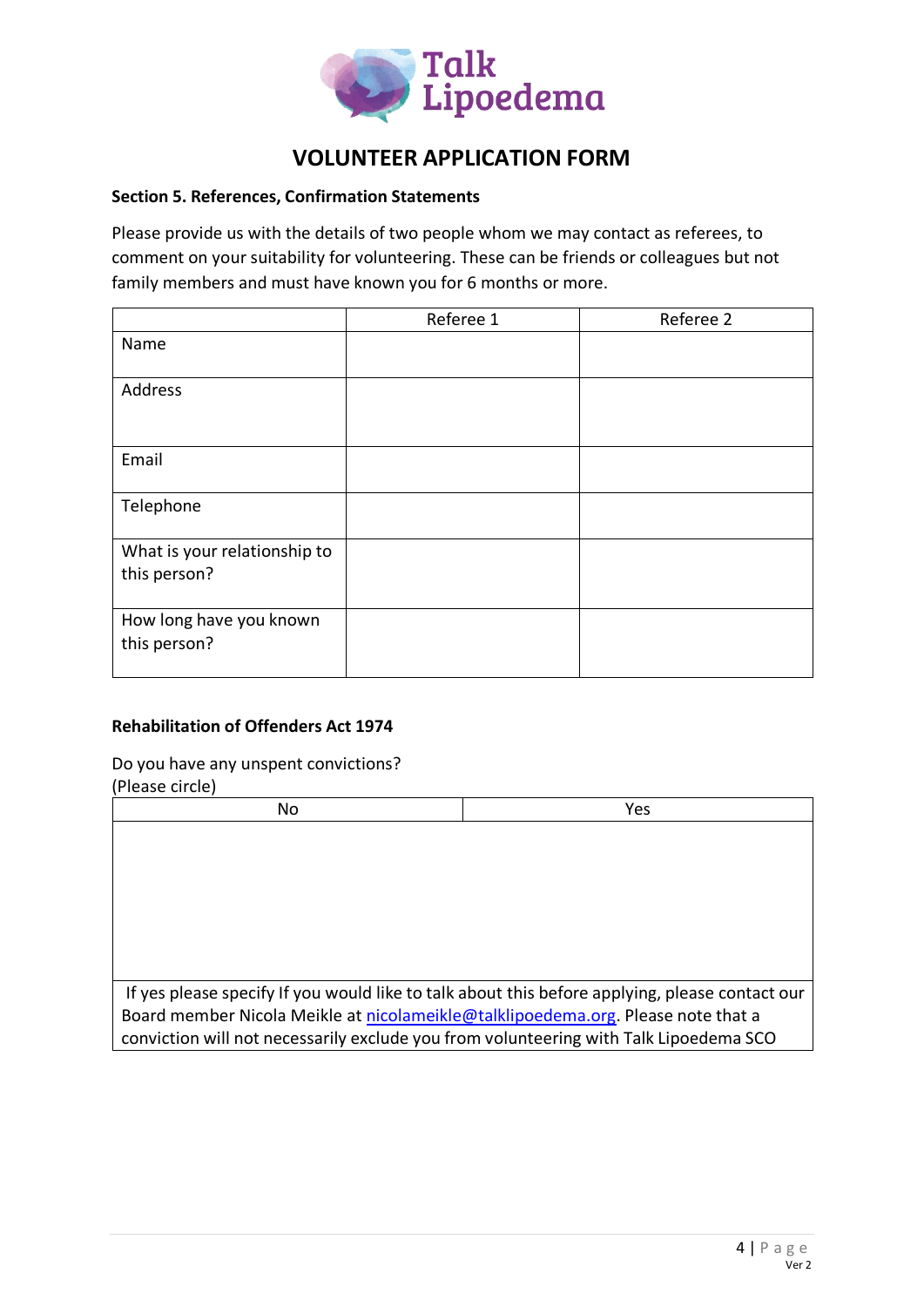# VOLUNTEER APPLICATION FORM

**Section 5. References, Confirmation Statements**

Please provide us with the details of two people whom we may contact as referees, to comment on your suitability for volunteering. These can be friends or colleagues but not family members and must have known you for 6 months or more.

| | Referee 1 | Referee 2 |
|---|---|---|
| Name | | |
| Address | | |
| Email | | |
| Telephone | | |
| What is your relationship to this person? | | |
| How long have you known this person? | | |

**Rehabilitation of Offenders Act 1974**

Do you have any unspent convictions?
(Please circle)

| No | Yes |
|---|---|
| | |
| If yes please specify If you would like to talk about this before applying, please contact our Board member Nicola Meikle at nicolameikle@talklipoedema.org. Please note that a conviction will not necessarily exclude you from volunteering with Talk Lipoedema SCO | |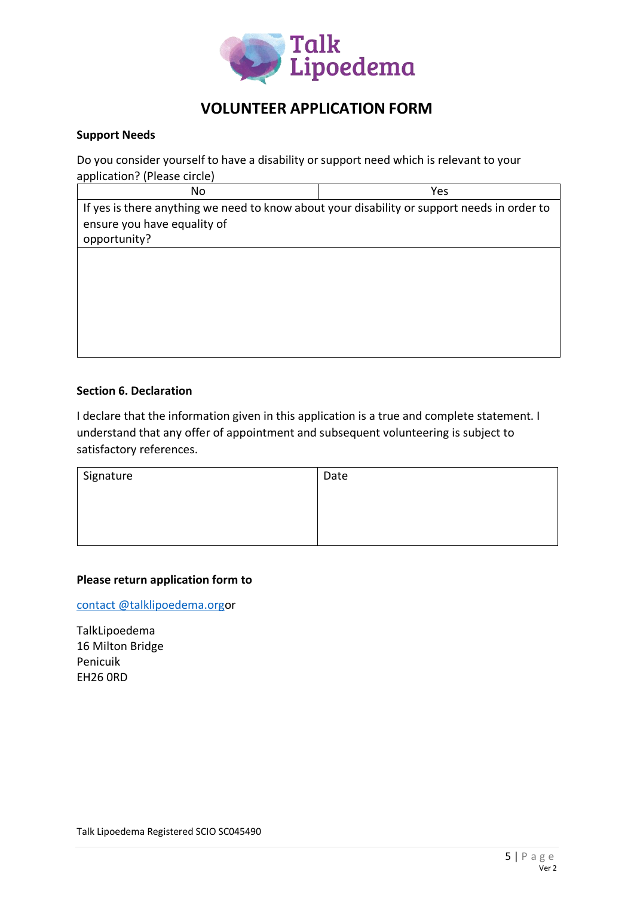Talk Lipoedema

# VOLUNTEER APPLICATION FORM

**Support Needs**

Do you consider yourself to have a disability or support need which is relevant to your application? (Please circle)

| | |
|---|---|
| No | Yes |
| If yes is there anything we need to know about your disability or support needs in order to ensure you have equality of opportunity? | |
| | |

**Section 6. Declaration**

I declare that the information given in this application is a true and complete statement. I understand that any offer of appointment and subsequent volunteering is subject to satisfactory references.

| | |
|---|---|
| Signature | Date |

**Please return application form to**

contact @talklipoedema.orgor

TalkLipoedema
16 Milton Bridge
Penicuik
EH26 0RD

Talk Lipoedema Registered SCIO SC045490